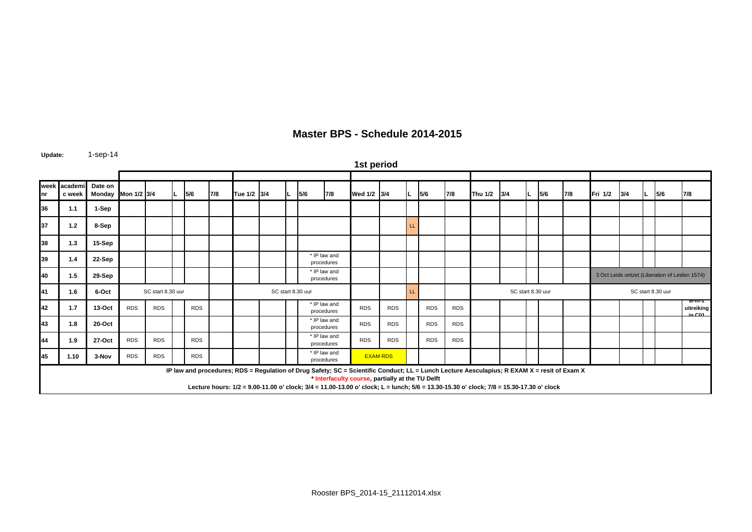# Master BPS - Schedule 2014-2015

**Update:** 1-sep-14

## 1st period

| week nr | academic week | Date on Monday | Mon 1/2 | 3/4 | L | 5/6 | 7/8 | Tue 1/2 | 3/4 | L | 5/6 | 7/8 | Wed 1/2 | 3/4 | L | 5/6 | 7/8 | Thu 1/2 | 3/4 | L | 5/6 | 7/8 | Fri 1/2 | 3/4 | L | 5/6 | 7/8 |
|---|---|---|---|---|---|---|---|---|---|---|---|---|---|---|---|---|---|---|---|---|---|---|---|---|---|---|---|
| 36 | 1.1 | 1-Sep | | | | | | | | | | | | | | | | | | | | | | | | | |
| 37 | 1.2 | 8-Sep | | | | | | | | | | | | | LL | | | | | | | | | | | | |
| 38 | 1.3 | 15-Sep | | | | | | | | | | | | | | | | | | | | | | | | | |
| 39 | 1.4 | 22-Sep | | | | | | | | | * IP law and procedures | | | | | | | | | | | | | | | | |
| 40 | 1.5 | 29-Sep | | | | | | | | | * IP law and procedures | | | | | | | | | | | | 3 Oct Leids ontzet (Liberation of Leiden 1574) | | | | |
| 41 | 1.6 | 6-Oct | SC start 8.30 uur | | | | | SC start 8.30 uur | | | | | | | LL | | | SC start 8.30 uur | | | | | SC start 8.30 uur | | | | |
| 42 | 1.7 | 13-Oct | RDS | RDS | | RDS | | | | | * IP law and procedures | | RDS | RDS | | RDS | RDS | | | | | | | | | | B-in-1 uitreiking in C01 |
| 43 | 1.8 | 20-Oct | | | | | | | | | * IP law and procedures | | RDS | RDS | | RDS | RDS | | | | | | | | | | |
| 44 | 1.9 | 27-Oct | RDS | RDS | | RDS | | | | | * IP law and procedures | | RDS | RDS | | RDS | RDS | | | | | | | | | | |
| 45 | 1.10 | 3-Nov | RDS | RDS | | RDS | | | | | * IP law and procedures | | EXAM RDS | | | | | | | | | | | | | | |

**IP law and procedures; RDS = Regulation of Drug Safety; SC = Scientific Conduct; LL = Lunch Lecture Aesculapius; R EXAM X = resit of Exam X**

**\* Interfaculty course, partially at the TU Delft**

**Lecture hours: 1/2 = 9.00-11.00 o' clock; 3/4 = 11.00-13.00 o' clock; L = lunch; 5/6 = 13.30-15.30 o' clock; 7/8 = 15.30-17.30 o' clock**

Rooster BPS_2014-15_21112014.xlsx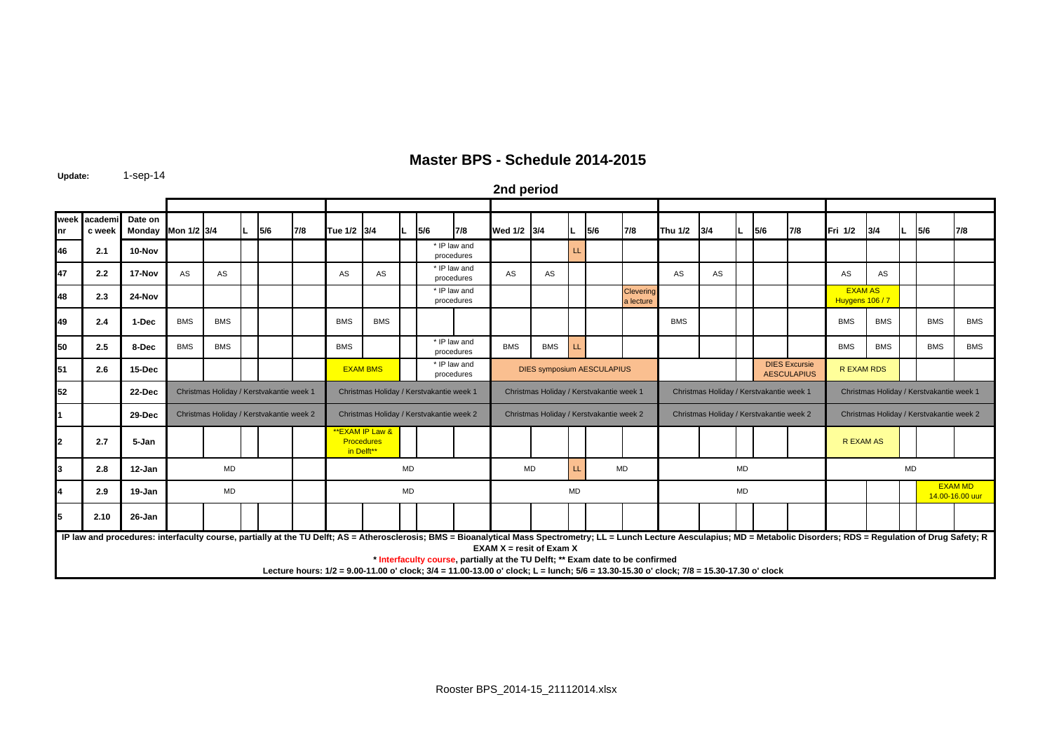# Master BPS - Schedule 2014-2015

**Update:** 1-sep-14

## 2nd period

| week nr | academic week | Date on Monday | Mon 1/2 | 3/4 | L | 5/6 | 7/8 | Tue 1/2 | 3/4 | L | 5/6 | 7/8 | Wed 1/2 | 3/4 | L | 5/6 | 7/8 | Thu 1/2 | 3/4 | L | 5/6 | 7/8 | Fri 1/2 | 3/4 | L | 5/6 | 7/8 |
|---|---|---|---|---|---|---|---|---|---|---|---|---|---|---|---|---|---|---|---|---|---|---|---|---|---|---|---|
| 46 | 2.1 | 10-Nov | | | | | | | | | * IP law and procedures | | | | LL | | | | | | | | | | | | |
| 47 | 2.2 | 17-Nov | AS | AS | | | | AS | AS | | * IP law and procedures | | AS | AS | | | | AS | AS | | | | AS | AS | | | |
| 48 | 2.3 | 24-Nov | | | | | | | | | * IP law and procedures | | | | | | Clevering a lecture | | | | | | EXAM AS Huygens 106 / 7 | | | | |
| 49 | 2.4 | 1-Dec | BMS | BMS | | | | BMS | BMS | | | | | | | | | BMS | | | | | BMS | BMS | | BMS | BMS |
| 50 | 2.5 | 8-Dec | BMS | BMS | | | | BMS | | | * IP law and procedures | | BMS | BMS | LL | | | | | | | | BMS | BMS | | BMS | BMS |
| 51 | 2.6 | 15-Dec | | | | | | EXAM BMS | | | * IP law and procedures | | DIES symposium AESCULAPIUS | | | | | | | | DIES Excursie AESCULAPIUS | | R EXAM RDS | | | | |
| 52 | | 22-Dec | Christmas Holiday / Kerstvakantie week 1 | | | | | Christmas Holiday / Kerstvakantie week 1 | | | | | Christmas Holiday / Kerstvakantie week 1 | | | | | Christmas Holiday / Kerstvakantie week 1 | | | | | Christmas Holiday / Kerstvakantie week 1 | | | | |
| 1 | | 29-Dec | Christmas Holiday / Kerstvakantie week 2 | | | | | Christmas Holiday / Kerstvakantie week 2 | | | | | Christmas Holiday / Kerstvakantie week 2 | | | | | Christmas Holiday / Kerstvakantie week 2 | | | | | Christmas Holiday / Kerstvakantie week 2 | | | | |
| 2 | 2.7 | 5-Jan | | | | | | **EXAM IP Law & Procedures in Delft** | | | | | | | | | | | | | | | R EXAM AS | | | | |
| 3 | 2.8 | 12-Jan | MD | | | | | MD | | | | | MD | | LL | MD | | MD | | | | | MD | | | | |
| 4 | 2.9 | 19-Jan | MD | | | | | MD | | | | | MD | | | | | MD | | | | | | | | EXAM MD 14.00-16.00 uur | |
| 5 | 2.10 | 26-Jan | | | | | | | | | | | | | | | | | | | | | | | | | |

**IP law and procedures: interfaculty course, partially at the TU Delft; AS = Atherosclerosis; BMS = Bioanalytical Mass Spectrometry; LL = Lunch Lecture Aesculapius; MD = Metabolic Disorders; RDS = Regulation of Drug Safety; R EXAM X = resit of Exam X**

**\* Interfaculty course, partially at the TU Delft; \*\* Exam date to be confirmed**

**Lecture hours: 1/2 = 9.00-11.00 o' clock; 3/4 = 11.00-13.00 o' clock; L = lunch; 5/6 = 13.30-15.30 o' clock; 7/8 = 15.30-17.30 o' clock**

Rooster BPS_2014-15_21112014.xlsx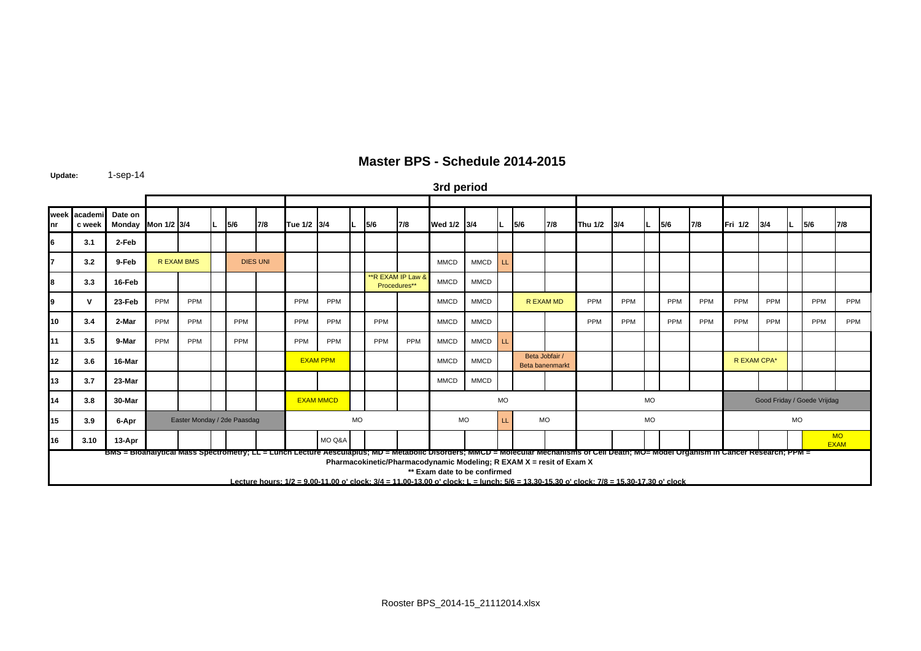# Master BPS - Schedule 2014-2015

**Update:** 1-sep-14

## 3rd period

| week nr | academic week | Date on Monday | Mon 1/2 | 3/4 | L | 5/6 | 7/8 | Tue 1/2 | 3/4 | L | 5/6 | 7/8 | Wed 1/2 | 3/4 | L | 5/6 | 7/8 | Thu 1/2 | 3/4 | L | 5/6 | 7/8 | Fri 1/2 | 3/4 | L | 5/6 | 7/8 |
|---|---|---|---|---|---|---|---|---|---|---|---|---|---|---|---|---|---|---|---|---|---|---|---|---|---|---|---|
| 6 | 3.1 | 2-Feb | | | | | | | | | | | | | | | | | | | | | | | | | |
| 7 | 3.2 | 9-Feb | R EXAM BMS | | | DIES UNI | | | | | | | MMCD | MMCD | LL | | | | | | | | | | | | |
| 8 | 3.3 | 16-Feb | | | | | | | | | **R EXAM IP Law & Procedures** | | MMCD | MMCD | | | | | | | | | | | | | |
| 9 | V | 23-Feb | PPM | PPM | | | | PPM | PPM | | | | MMCD | MMCD | | R EXAM MD | | PPM | PPM | | PPM | PPM | PPM | PPM | | PPM | PPM |
| 10 | 3.4 | 2-Mar | PPM | PPM | | PPM | | PPM | PPM | | PPM | | MMCD | MMCD | | | | PPM | PPM | | PPM | PPM | PPM | PPM | | PPM | PPM |
| 11 | 3.5 | 9-Mar | PPM | PPM | | PPM | | PPM | PPM | | PPM | PPM | MMCD | MMCD | LL | | | | | | | | | | | | |
| 12 | 3.6 | 16-Mar | | | | | | EXAM PPM | | | | | MMCD | MMCD | | Beta Jobfair / Beta banenmarkt | | | | | | | R EXAM CPA* | | | | |
| 13 | 3.7 | 23-Mar | | | | | | | | | | | MMCD | MMCD | | | | | | | | | | | | | |
| 14 | 3.8 | 30-Mar | | | | | | EXAM MMCD | | | | | | | MO | | | | | MO | | | Good Friday / Goede Vrijdag | | | | |
| 15 | 3.9 | 6-Apr | Easter Monday / 2de Paasdag | | | | | | | MO | | | MO | | LL | MO | | | | MO | | | | | MO | | |
| 16 | 3.10 | 13-Apr | | | | | | | MO Q&A | | | | | | | | | | | | | | | | | MO EXAM | |

BMS = Bioanalytical Mass Spectrometry; LL = Lunch Lecture Aesculapius; MD = Metabolic Disorders; MMCD = Molecular Mechanisms of Cell Death; MO= Model Organism in Cancer Research; PPM = Pharmacokinetic/Pharmacodynamic Modeling; R EXAM X = resit of Exam X

** Exam date to be confirmed

Lecture hours: 1/2 = 9.00-11.00 o' clock; 3/4 = 11.00-13.00 o' clock; L = lunch; 5/6 = 13.30-15.30 o' clock; 7/8 = 15.30-17.30 o' clock

Rooster BPS_2014-15_21112014.xlsx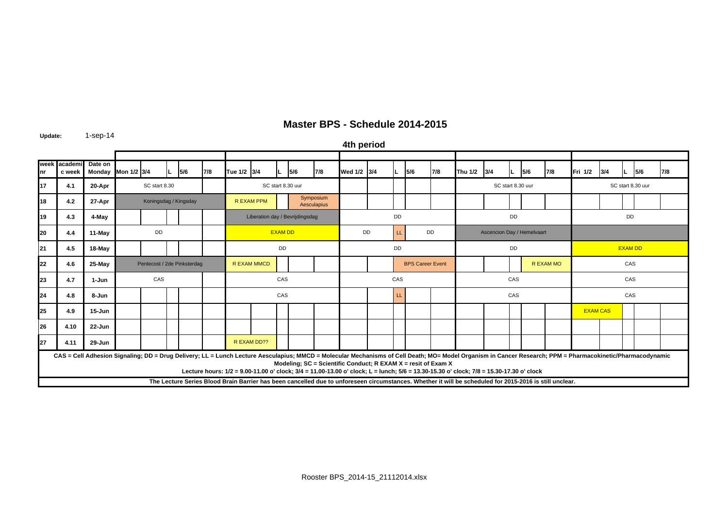## Master BPS - Schedule 2014-2015

**Update:** 1-sep-14

### 4th period

| week nr | academic week | Date on Monday | Mon 1/2 | 3/4 | L | 5/6 | 7/8 | Tue 1/2 | 3/4 | L | 5/6 | 7/8 | Wed 1/2 | 3/4 | L | 5/6 | 7/8 | Thu 1/2 | 3/4 | L | 5/6 | 7/8 | Fri 1/2 | 3/4 | L | 5/6 | 7/8 |
|---|---|---|---|---|---|---|---|---|---|---|---|---|---|---|---|---|---|---|---|---|---|---|---|---|---|---|---|
| 17 | 4.1 | 20-Apr | SC start 8.30 | | | | | SC start 8.30 uur | | | | | | | | | | SC start 8.30 uur | | | | | SC start 8.30 uur | | | | |
| 18 | 4.2 | 27-Apr | Koningsdag / Kingsday | | | | | R EXAM PPM | | | Symposium Aesculapius | | | | | | | | | | | | | | | | |
| 19 | 4.3 | 4-May | | | | | | Liberation day / Bevrijdingsdag | | | | | DD | | | | | DD | | | | | DD | | | | |
| 20 | 4.4 | 11-May | DD | | | | | EXAM DD | | | | | DD | | LL | DD | | Ascencion Day / Hemelvaart | | | | | | | | | |
| 21 | 4.5 | 18-May | | | | | | DD | | | | | DD | | | | | DD | | | | | EXAM DD | | | | |
| 22 | 4.6 | 25-May | Pentecost / 2de Pinksterdag | | | | | R EXAM MMCD | | | | | | | BPS Career Event | | | | | | R EXAM MO | | CAS | | | | |
| 23 | 4.7 | 1-Jun | CAS | | | | | CAS | | | | | CAS | | | | | CAS | | | | | CAS | | | | |
| 24 | 4.8 | 8-Jun | | | | | | CAS | | | | | | | LL | | | CAS | | | | | CAS | | | | |
| 25 | 4.9 | 15-Jun | | | | | | | | | | | | | | | | | | | | | EXAM CAS | | | | |
| 26 | 4.10 | 22-Jun | | | | | | | | | | | | | | | | | | | | | | | | | |
| 27 | 4.11 | 29-Jun | | | | | | R EXAM DD?? | | | | | | | | | | | | | | | | | | | |

**CAS = Cell Adhesion Signaling; DD = Drug Delivery; LL = Lunch Lecture Aesculapius; MMCD = Molecular Mechanisms of Cell Death; MO= Model Organism in Cancer Research; PPM = Pharmacokinetic/Pharmacodynamic Modeling; SC = Scientific Conduct; R EXAM X = resit of Exam X**

**Lecture hours: 1/2 = 9.00-11.00 o' clock; 3/4 = 11.00-13.00 o' clock; L = lunch; 5/6 = 13.30-15.30 o' clock; 7/8 = 15.30-17.30 o' clock**

**The Lecture Series Blood Brain Barrier has been cancelled due to unforeseen circumstances. Whether it will be scheduled for 2015-2016 is still unclear.**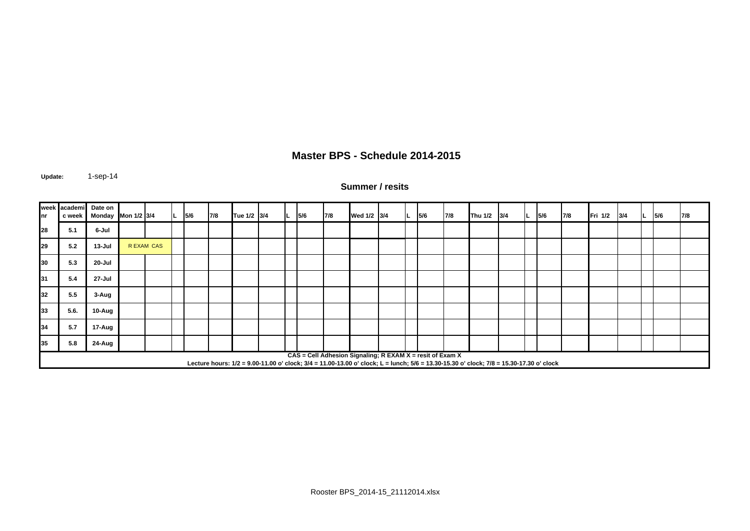# Master BPS - Schedule 2014-2015

**Update:** 1-sep-14

## Summer / resits

| week nr | academic week | Date on Monday | Mon 1/2 | 3/4 | L | 5/6 | 7/8 | Tue 1/2 | 3/4 | L | 5/6 | 7/8 | Wed 1/2 | 3/4 | L | 5/6 | 7/8 | Thu 1/2 | 3/4 | L | 5/6 | 7/8 | Fri 1/2 | 3/4 | L | 5/6 | 7/8 |
|---|---|---|---|---|---|---|---|---|---|---|---|---|---|---|---|---|---|---|---|---|---|---|---|---|---|---|---|
| 28 | 5.1 | 6-Jul | | | | | | | | | | | | | | | | | | | | | | | | | |
| 29 | 5.2 | 13-Jul | R EXAM CAS | | | | | | | | | | | | | | | | | | | | | | | | |
| 30 | 5.3 | 20-Jul | | | | | | | | | | | | | | | | | | | | | | | | | |
| 31 | 5.4 | 27-Jul | | | | | | | | | | | | | | | | | | | | | | | | | |
| 32 | 5.5 | 3-Aug | | | | | | | | | | | | | | | | | | | | | | | | | |
| 33 | 5.6. | 10-Aug | | | | | | | | | | | | | | | | | | | | | | | | | |
| 34 | 5.7 | 17-Aug | | | | | | | | | | | | | | | | | | | | | | | | | |
| 35 | 5.8 | 24-Aug | | | | | | | | | | | | | | | | | | | | | | | | | |

**CAS = Cell Adhesion Signaling; R EXAM X = resit of Exam X**

**Lecture hours: 1/2 = 9.00-11.00 o' clock; 3/4 = 11.00-13.00 o' clock; L = lunch; 5/6 = 13.30-15.30 o' clock; 7/8 = 15.30-17.30 o' clock**

Rooster BPS_2014-15_21112014.xlsx